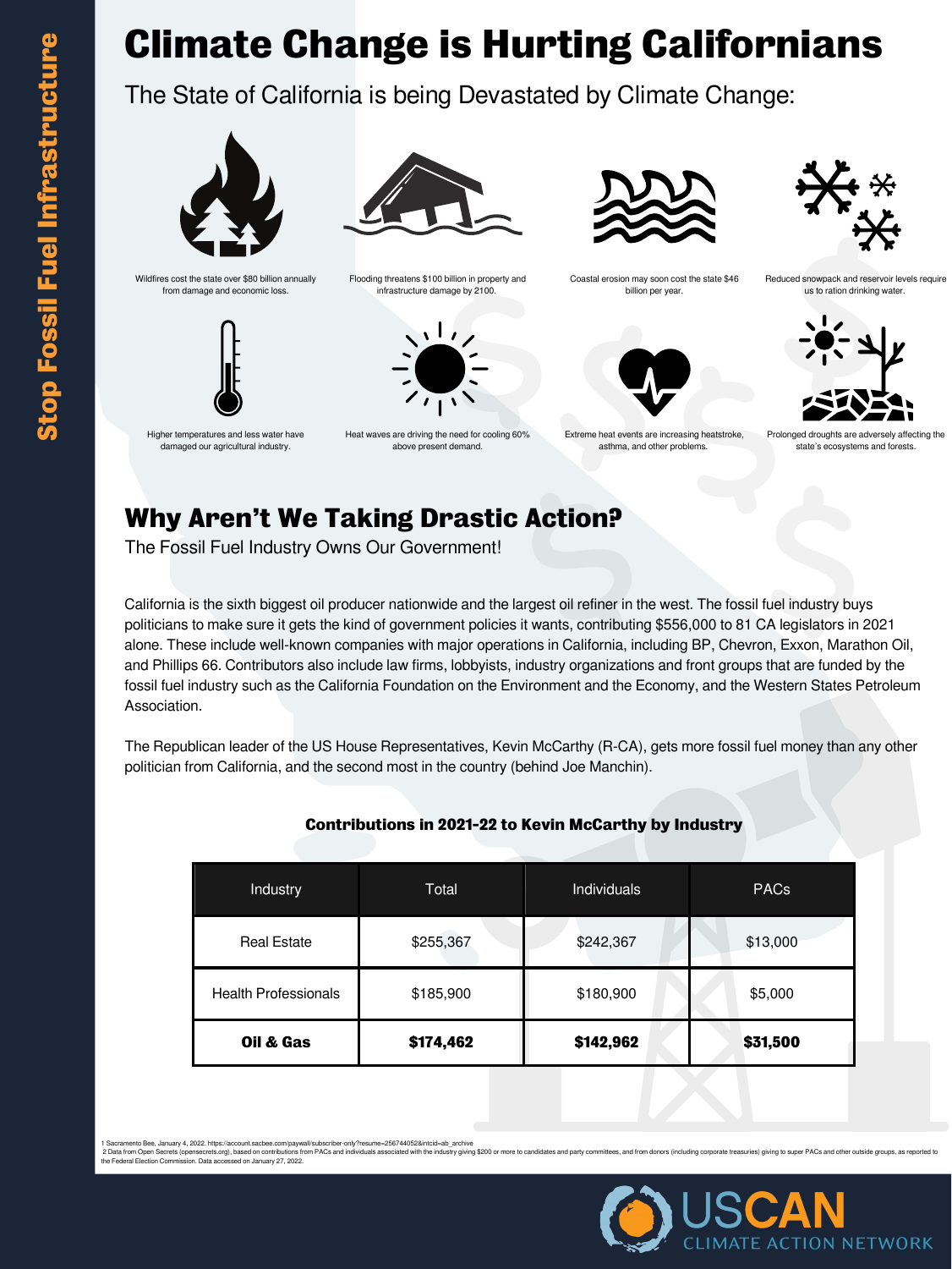Stop Fossil Fuel Infrastructure

# Climate Change is Hurting Californians

The State of California is being Devastated by Climate Change:

Wildfires cost the state over $80 billion annually from damage and economic loss.

Flooding threatens $100 billion in property and infrastructure damage by 2100.

Coastal erosion may soon cost the state $46 billion per year.

Reduced snowpack and reservoir levels require us to ration drinking water.

Higher temperatures and less water have damaged our agricultural industry.

Heat waves are driving the need for cooling 60% above present demand.

Extreme heat events are increasing heatstroke, asthma, and other problems.

Prolonged droughts are adversely affecting the state's ecosystems and forests.

## Why Aren't We Taking Drastic Action?

The Fossil Fuel Industry Owns Our Government!

California is the sixth biggest oil producer nationwide and the largest oil refiner in the west. The fossil fuel industry buys politicians to make sure it gets the kind of government policies it wants, contributing $556,000 to 81 CA legislators in 2021 alone. These include well-known companies with major operations in California, including BP, Chevron, Exxon, Marathon Oil, and Phillips 66. Contributors also include law firms, lobbyists, industry organizations and front groups that are funded by the fossil fuel industry such as the California Foundation on the Environment and the Economy, and the Western States Petroleum Association.

The Republican leader of the US House Representatives, Kevin McCarthy (R-CA), gets more fossil fuel money than any other politician from California, and the second most in the country (behind Joe Manchin).

**Contributions in 2021-22 to Kevin McCarthy by Industry**

| Industry | Total | Individuals | PACs |
|---|---|---|---|
| Real Estate | $255,367 | $242,367 | $13,000 |
| Health Professionals | $185,900 | $180,900 | $5,000 |
| **Oil & Gas** | **$174,462** | **$142,962** | **$31,500** |

1 Sacramento Bee, January 4, 2022. https://account.sacbee.com/paywall/subscriber-only?resume=256744052&intcid=ab_archive

2 Data from Open Secrets (opensecrets.org), based on contributions from PACs and individuals associated with the industry giving $200 or more to candidates and party committees, and from donors (including corporate treasuries) giving to super PACs and other outside groups, as reported to the Federal Election Commission. Data accessed on January 27, 2022.

USCAN CLIMATE ACTION NETWORK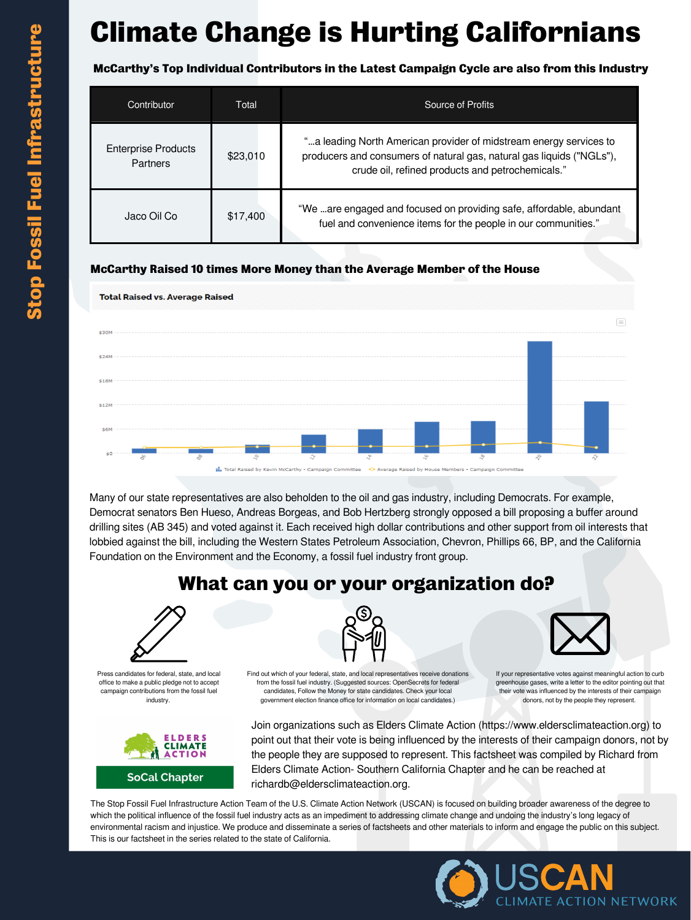Stop Fossil Fuel Infrastructure

# Climate Change is Hurting Californians

### McCarthy's Top Individual Contributors in the Latest Campaign Cycle are also from this Industry

| Contributor | Total | Source of Profits |
|---|---|---|
| Enterprise Products Partners | $23,010 | "…a leading North American provider of midstream energy services to producers and consumers of natural gas, natural gas liquids ("NGLs"), crude oil, refined products and petrochemicals." |
| Jaco Oil Co | $17,400 | "We …are engaged and focused on providing safe, affordable, abundant fuel and convenience items for the people in our communities." |

### McCarthy Raised 10 times More Money than the Average Member of the House

Total Raised vs. Average Raised

$30M
$24M
$18M
$12M
$6M
$0

06
08
10
12
14
16
18
20
22

Total Raised by Kevin McCarthy - Campaign Committee
Average Raised by House Members - Campaign Committee

Many of our state representatives are also beholden to the oil and gas industry, including Democrats. For example, Democrat senators Ben Hueso, Andreas Borgeas, and Bob Hertzberg strongly opposed a bill proposing a buffer around drilling sites (AB 345) and voted against it. Each received high dollar contributions and other support from oil interests that lobbied against the bill, including the Western States Petroleum Association, Chevron, Phillips 66, BP, and the California Foundation on the Environment and the Economy, a fossil fuel industry front group.

## What can you or your organization do?

Press candidates for federal, state, and local office to make a public pledge not to accept campaign contributions from the fossil fuel industry.

Find out which of your federal, state, and local representatives receive donations from the fossil fuel industry. (Suggested sources: OpenSecrets for federal candidates, Follow the Money for state candidates. Check your local government election finance office for information on local candidates.)

If your representative votes against meaningful action to curb greenhouse gases, write a letter to the editor pointing out that their vote was influenced by the interests of their campaign donors, not by the people they represent.

ELDERS CLIMATE ACTION
SoCal Chapter

Join organizations such as Elders Climate Action (https://www.eldersclimateaction.org) to point out that their vote is being influenced by the interests of their campaign donors, not by the people they are supposed to represent. This factsheet was compiled by Richard from Elders Climate Action- Southern California Chapter and he can be reached at richardb@eldersclimateaction.org.

The Stop Fossil Fuel Infrastructure Action Team of the U.S. Climate Action Network (USCAN) is focused on building broader awareness of the degree to which the political influence of the fossil fuel industry acts as an impediment to addressing climate change and undoing the industry's long legacy of environmental racism and injustice. We produce and disseminate a series of factsheets and other materials to inform and engage the public on this subject. This is our factsheet in the series related to the state of California.

USCAN
CLIMATE ACTION NETWORK